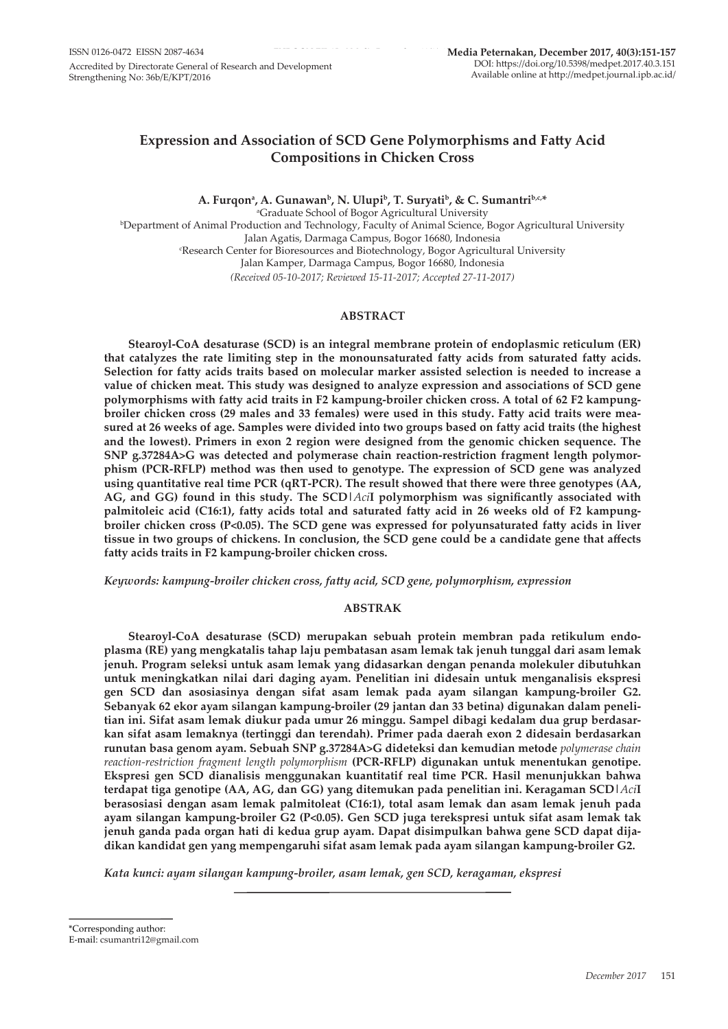ISSN 0126-0472 EISSN 2087-4634

Accredited by Directorate General of Research and Development Strengthening No: 36b/E/KPT/2016

**Media Peternakan, December 2017, 40(3):151-157**
DOI: https://doi.org/10.5398/medpet.2017.40.3.151
Available online at http://medpet.journal.ipb.ac.id/

# Expression and Association of SCD Gene Polymorphisms and Fatty Acid Compositions in Chicken Cross

**A. Furqon[a], A. Gunawan[b], N. Ulupi[b], T. Suryati[b], & C. Sumantri[b,c,*]**

[a]Graduate School of Bogor Agricultural University

[b]Department of Animal Production and Technology, Faculty of Animal Science, Bogor Agricultural University
Jalan Agatis, Darmaga Campus, Bogor 16680, Indonesia

[c]Research Center for Bioresources and Biotechnology, Bogor Agricultural University
Jalan Kamper, Darmaga Campus, Bogor 16680, Indonesia

*(Received 05-10-2017; Reviewed 15-11-2017; Accepted 27-11-2017)*

## ABSTRACT

**Stearoyl-CoA desaturase (SCD) is an integral membrane protein of endoplasmic reticulum (ER) that catalyzes the rate limiting step in the monounsaturated fatty acids from saturated fatty acids. Selection for fatty acids traits based on molecular marker assisted selection is needed to increase a value of chicken meat. This study was designed to analyze expression and associations of SCD gene polymorphisms with fatty acid traits in F2 kampung-broiler chicken cross. A total of 62 F2 kampung-broiler chicken cross (29 males and 33 females) were used in this study. Fatty acid traits were measured at 26 weeks of age. Samples were divided into two groups based on fatty acid traits (the highest and the lowest). Primers in exon 2 region were designed from the genomic chicken sequence. The SNP g.37284A>G was detected and polymerase chain reaction-restriction fragment length polymorphism (PCR-RFLP) method was then used to genotype. The expression of SCD gene was analyzed using quantitative real time PCR (qRT-PCR). The result showed that there were three genotypes (AA, AG, and GG) found in this study. The SCD|*Aci*I polymorphism was significantly associated with palmitoleic acid (C16:1), fatty acids total and saturated fatty acid in 26 weeks old of F2 kampung-broiler chicken cross (P<0.05). The SCD gene was expressed for polyunsaturated fatty acids in liver tissue in two groups of chickens. In conclusion, the SCD gene could be a candidate gene that affects fatty acids traits in F2 kampung-broiler chicken cross.**

*Keywords: kampung-broiler chicken cross, fatty acid, SCD gene, polymorphism, expression*

## ABSTRAK

**Stearoyl-CoA desaturase (SCD) merupakan sebuah protein membran pada retikulum endoplasma (RE) yang mengkatalis tahap laju pembatasan asam lemak tak jenuh tunggal dari asam lemak jenuh. Program seleksi untuk asam lemak yang didasarkan dengan penanda molekuler dibutuhkan untuk meningkatkan nilai dari daging ayam. Penelitian ini didesain untuk menganalisis ekspresi gen SCD dan asosiasinya dengan sifat asam lemak pada ayam silangan kampung-broiler G2. Sebanyak 62 ekor ayam silangan kampung-broiler (29 jantan dan 33 betina) digunakan dalam penelitian ini. Sifat asam lemak diukur pada umur 26 minggu. Sampel dibagi kedalam dua grup berdasarkan sifat asam lemaknya (tertinggi dan terendah). Primer pada daerah exon 2 didesain berdasarkan runutan basa genom ayam. Sebuah SNP g.37284A>G dideteksi dan kemudian metode *polymerase chain reaction-restriction fragment length polymorphism* (PCR-RFLP) digunakan untuk menentukan genotipe. Ekspresi gen SCD dianalisis menggunakan kuantitatif real time PCR. Hasil menunjukkan bahwa terdapat tiga genotipe (AA, AG, dan GG) yang ditemukan pada penelitian ini. Keragaman SCD|*Aci*I berasosiasi dengan asam lemak palmitoleat (C16:1), total asam lemak dan asam lemak jenuh pada ayam silangan kampung-broiler G2 (P<0.05). Gen SCD juga terekspresi untuk sifat asam lemak tak jenuh ganda pada organ hati di kedua grup ayam. Dapat disimpulkan bahwa gene SCD dapat dijadikan kandidat gen yang mempengaruhi sifat asam lemak pada ayam silangan kampung-broiler G2.**

*Kata kunci: ayam silangan kampung-broiler, asam lemak, gen SCD, keragaman, ekspresi*

---

*Corresponding author:
E-mail: csumantri12@gmail.com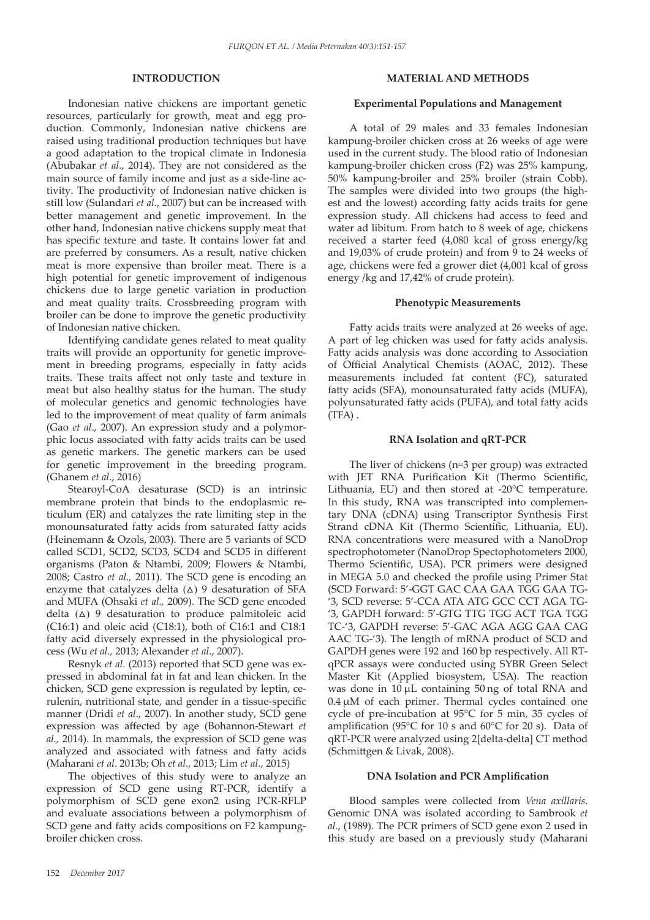## INTRODUCTION

Indonesian native chickens are important genetic resources, particularly for growth, meat and egg production. Commonly, Indonesian native chickens are raised using traditional production techniques but have a good adaptation to the tropical climate in Indonesia (Abubakar *et al*., 2014). They are not considered as the main source of family income and just as a side-line activity. The productivity of Indonesian native chicken is still low (Sulandari *et al*., 2007) but can be increased with better management and genetic improvement. In the other hand, Indonesian native chickens supply meat that has specific texture and taste. It contains lower fat and are preferred by consumers. As a result, native chicken meat is more expensive than broiler meat. There is a high potential for genetic improvement of indigenous chickens due to large genetic variation in production and meat quality traits. Crossbreeding program with broiler can be done to improve the genetic productivity of Indonesian native chicken.

Identifying candidate genes related to meat quality traits will provide an opportunity for genetic improvement in breeding programs, especially in fatty acids traits. These traits affect not only taste and texture in meat but also healthy status for the human. The study of molecular genetics and genomic technologies have led to the improvement of meat quality of farm animals (Gao *et al*., 2007). An expression study and a polymorphic locus associated with fatty acids traits can be used as genetic markers. The genetic markers can be used for genetic improvement in the breeding program. (Ghanem *et al*., 2016)

Stearoyl-CoA desaturase (SCD) is an intrinsic membrane protein that binds to the endoplasmic reticulum (ER) and catalyzes the rate limiting step in the monounsaturated fatty acids from saturated fatty acids (Heinemann & Ozols, 2003). There are 5 variants of SCD called SCD1, SCD2, SCD3, SCD4 and SCD5 in different organisms (Paton & Ntambi, 2009; Flowers & Ntambi, 2008; Castro *et al.,* 2011). The SCD gene is encoding an enzyme that catalyzes delta (∆) 9 desaturation of SFA and MUFA (Ohsaki *et al.,* 2009). The SCD gene encoded delta (∆) 9 desaturation to produce palmitoleic acid (C16:1) and oleic acid (C18:1), both of C16:1 and C18:1 fatty acid diversely expressed in the physiological process (Wu *et al.,* 2013; Alexander *et al*., 2007).

Resnyk *et al.* (2013) reported that SCD gene was expressed in abdominal fat in fat and lean chicken. In the chicken, SCD gene expression is regulated by leptin, cerulenin, nutritional state, and gender in a tissue-specific manner (Dridi *et al*., 2007). In another study, SCD gene expression was affected by age (Bohannon-Stewart *et al.,* 2014). In mammals, the expression of SCD gene was analyzed and associated with fatness and fatty acids (Maharani *et al*. 2013b; Oh *et al*., 2013; Lim *et al*., 2015)

The objectives of this study were to analyze an expression of SCD gene using RT-PCR, identify a polymorphism of SCD gene exon2 using PCR-RFLP and evaluate associations between a polymorphism of SCD gene and fatty acids compositions on F2 kampung-broiler chicken cross.

## MATERIAL AND METHODS

### Experimental Populations and Management

A total of 29 males and 33 females Indonesian kampung-broiler chicken cross at 26 weeks of age were used in the current study. The blood ratio of Indonesian kampung-broiler chicken cross (F2) was 25% kampung, 50% kampung-broiler and 25% broiler (strain Cobb). The samples were divided into two groups (the highest and the lowest) according fatty acids traits for gene expression study. All chickens had access to feed and water ad libitum. From hatch to 8 week of age, chickens received a starter feed (4,080 kcal of gross energy/kg and 19,03% of crude protein) and from 9 to 24 weeks of age, chickens were fed a grower diet (4,001 kcal of gross energy /kg and 17,42% of crude protein).

### Phenotypic Measurements

Fatty acids traits were analyzed at 26 weeks of age. A part of leg chicken was used for fatty acids analysis. Fatty acids analysis was done according to Association of Official Analytical Chemists (AOAC, 2012). These measurements included fat content (FC), saturated fatty acids (SFA), monounsaturated fatty acids (MUFA), polyunsaturated fatty acids (PUFA), and total fatty acids (TFA) .

### RNA Isolation and qRT-PCR

The liver of chickens (n=3 per group) was extracted with JET RNA Purification Kit (Thermo Scientific, Lithuania, EU) and then stored at -20°C temperature. In this study, RNA was transcripted into complementary DNA (cDNA) using Transcriptor Synthesis First Strand cDNA Kit (Thermo Scientific, Lithuania, EU). RNA concentrations were measured with a NanoDrop spectrophotometer (NanoDrop Spectophotometers 2000, Thermo Scientific, USA). PCR primers were designed in MEGA 5.0 and checked the profile using Primer Stat (SCD Forward: 5'-GGT GAC CAA GAA TGG GAA TG-'3, SCD reverse: 5'-CCA ATA ATG GCC CCT AGA TG-'3, GAPDH forward: 5'-GTG TTG TGG ACT TGA TGG TC-'3, GAPDH reverse: 5'-GAC AGA AGG GAA CAG AAC TG-'3). The length of mRNA product of SCD and GAPDH genes were 192 and 160 bp respectively. All RT-qPCR assays were conducted using SYBR Green Select Master Kit (Applied biosystem, USA). The reaction was done in 10 µL containing 50 ng of total RNA and 0.4 µM of each primer. Thermal cycles contained one cycle of pre-incubation at 95°C for 5 min, 35 cycles of amplification (95°C for 10 s and 60°C for 20 s). Data of qRT-PCR were analyzed using 2[delta-delta] CT method (Schmittgen & Livak, 2008).

### DNA Isolation and PCR Amplification

Blood samples were collected from *Vena axillaris*. Genomic DNA was isolated according to Sambrook *et al*., (1989). The PCR primers of SCD gene exon 2 used in this study are based on a previously study (Maharani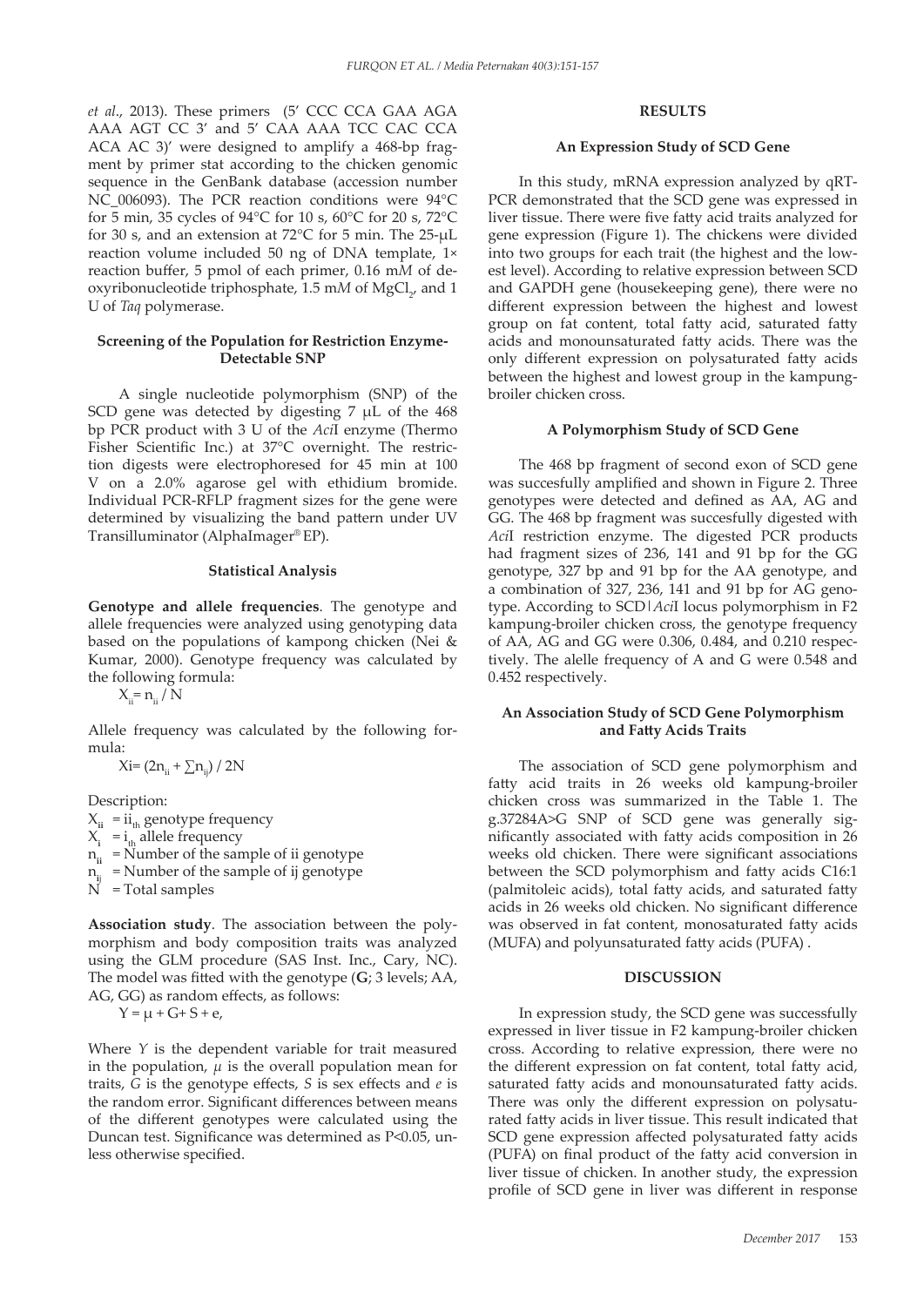*et al*., 2013). These primers (5′ CCC CCA GAA AGA AAA AGT CC 3′ and 5′ CAA AAA TCC CAC CCA ACA AC 3)′ were designed to amplify a 468-bp fragment by primer stat according to the chicken genomic sequence in the GenBank database (accession number NC_006093). The PCR reaction conditions were 94°C for 5 min, 35 cycles of 94°C for 10 s, 60°C for 20 s, 72°C for 30 s, and an extension at 72°C for 5 min. The 25-μL reaction volume included 50 ng of DNA template, 1× reaction buffer, 5 pmol of each primer, 0.16 m*M* of deoxyribonucleotide triphosphate, 1.5 m*M* of $MgCl_2$, and 1 U of *Taq* polymerase.

### Screening of the Population for Restriction Enzyme-Detectable SNP

A single nucleotide polymorphism (SNP) of the SCD gene was detected by digesting 7 μL of the 468 bp PCR product with 3 U of the *Aci*I enzyme (Thermo Fisher Scientific Inc.) at 37°C overnight. The restriction digests were electrophoresed for 45 min at 100 V on a 2.0% agarose gel with ethidium bromide. Individual PCR-RFLP fragment sizes for the gene were determined by visualizing the band pattern under UV Transilluminator (AlphaImager® EP).

### Statistical Analysis

**Genotype and allele frequencies**. The genotype and allele frequencies were analyzed using genotyping data based on the populations of kampong chicken (Nei & Kumar, 2000). Genotype frequency was calculated by the following formula:

$$X_{ii} = n_{ii} / N$$

Allele frequency was calculated by the following formula:

$$X_i = (2n_{ii} + \sum n_{ij}) / 2N$$

Description:

$X_{ii}$ = $ii_{th}$ genotype frequency
$X_i$ = $i_{th}$ allele frequency
$n_{ii}$ = Number of the sample of ii genotype
$n_{ij}$ = Number of the sample of ij genotype
$N$ = Total samples

**Association study**. The association between the polymorphism and body composition traits was analyzed using the GLM procedure (SAS Inst. Inc., Cary, NC). The model was fitted with the genotype (**G**; 3 levels; AA, AG, GG) as random effects, as follows:

$$Y = \mu + G + S + e,$$

Where *Y* is the dependent variable for trait measured in the population, *μ* is the overall population mean for traits, *G* is the genotype effects, *S* is sex effects and *e* is the random error. Significant differences between means of the different genotypes were calculated using the Duncan test. Significance was determined as $P<0.05$, unless otherwise specified.

## RESULTS

### An Expression Study of SCD Gene

In this study, mRNA expression analyzed by qRT-PCR demonstrated that the SCD gene was expressed in liver tissue. There were five fatty acid traits analyzed for gene expression (Figure 1). The chickens were divided into two groups for each trait (the highest and the lowest level). According to relative expression between SCD and GAPDH gene (housekeeping gene), there were no different expression between the highest and lowest group on fat content, total fatty acid, saturated fatty acids and monounsaturated fatty acids. There was the only different expression on polysaturated fatty acids between the highest and lowest group in the kampung-broiler chicken cross.

### A Polymorphism Study of SCD Gene

The 468 bp fragment of second exon of SCD gene was succesfully amplified and shown in Figure 2. Three genotypes were detected and defined as AA, AG and GG. The 468 bp fragment was succesfully digested with *Aci*I restriction enzyme. The digested PCR products had fragment sizes of 236, 141 and 91 bp for the GG genotype, 327 bp and 91 bp for the AA genotype, and a combination of 327, 236, 141 and 91 bp for AG genotype. According to SCD|*Aci*I locus polymorphism in F2 kampung-broiler chicken cross, the genotype frequency of AA, AG and GG were 0.306, 0.484, and 0.210 respectively. The alelle frequency of A and G were 0.548 and 0.452 respectively.

### An Association Study of SCD Gene Polymorphism and Fatty Acids Traits

The association of SCD gene polymorphism and fatty acid traits in 26 weeks old kampung-broiler chicken cross was summarized in the Table 1. The g.37284A>G SNP of SCD gene was generally significantly associated with fatty acids composition in 26 weeks old chicken. There were significant associations between the SCD polymorphism and fatty acids C16:1 (palmitoleic acids), total fatty acids, and saturated fatty acids in 26 weeks old chicken. No significant difference was observed in fat content, monosaturated fatty acids (MUFA) and polyunsaturated fatty acids (PUFA) .

## DISCUSSION

In expression study, the SCD gene was successfully expressed in liver tissue in F2 kampung-broiler chicken cross. According to relative expression, there were no the different expression on fat content, total fatty acid, saturated fatty acids and monounsaturated fatty acids. There was only the different expression on polysaturated fatty acids in liver tissue. This result indicated that SCD gene expression affected polysaturated fatty acids (PUFA) on final product of the fatty acid conversion in liver tissue of chicken. In another study, the expression profile of SCD gene in liver was different in response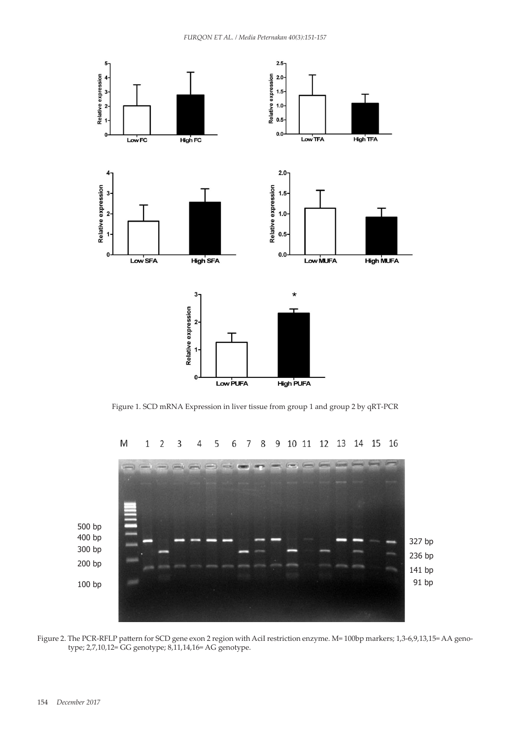Figure 1. SCD mRNA Expression in liver tissue from group 1 and group 2 by qRT-PCR

Figure 2. The PCR-RFLP pattern for SCD gene exon 2 region with AciI restriction enzyme. M= 100bp markers; 1,3-6,9,13,15= AA genotype; 2,7,10,12= GG genotype; 8,11,14,16= AG genotype.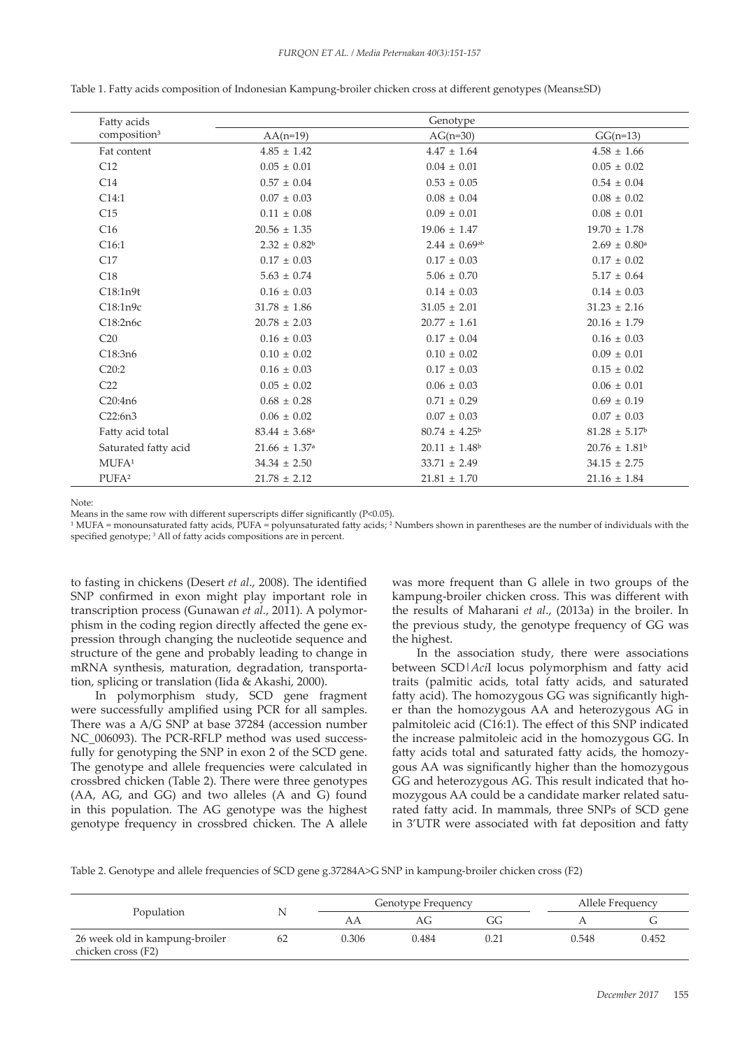Table 1. Fatty acids composition of Indonesian Kampung-broiler chicken cross at different genotypes (Means±SD)

| Fatty acids composition[3] | Genotype | | |
|---|---|---|---|
| | AA(n=19) | AG(n=30) | GG(n=13) |
| Fat content | 4.85 ± 1.42 | 4.47 ± 1.64 | 4.58 ± 1.66 |
| C12 | 0.05 ± 0.01 | 0.04 ± 0.01 | 0.05 ± 0.02 |
| C14 | 0.57 ± 0.04 | 0.53 ± 0.05 | 0.54 ± 0.04 |
| C14:1 | 0.07 ± 0.03 | 0.08 ± 0.04 | 0.08 ± 0.02 |
| C15 | 0.11 ± 0.08 | 0.09 ± 0.01 | 0.08 ± 0.01 |
| C16 | 20.56 ± 1.35 | 19.06 ± 1.47 | 19.70 ± 1.78 |
| C16:1 | 2.32 ± 0.82[b] | 2.44 ± 0.69[ab] | 2.69 ± 0.80[a] |
| C17 | 0.17 ± 0.03 | 0.17 ± 0.03 | 0.17 ± 0.02 |
| C18 | 5.63 ± 0.74 | 5.06 ± 0.70 | 5.17 ± 0.64 |
| C18:1n9t | 0.16 ± 0.03 | 0.14 ± 0.03 | 0.14 ± 0.03 |
| C18:1n9c | 31.78 ± 1.86 | 31.05 ± 2.01 | 31.23 ± 2.16 |
| C18:2n6c | 20.78 ± 2.03 | 20.77 ± 1.61 | 20.16 ± 1.79 |
| C20 | 0.16 ± 0.03 | 0.17 ± 0.04 | 0.16 ± 0.03 |
| C18:3n6 | 0.10 ± 0.02 | 0.10 ± 0.02 | 0.09 ± 0.01 |
| C20:2 | 0.16 ± 0.03 | 0.17 ± 0.03 | 0.15 ± 0.02 |
| C22 | 0.05 ± 0.02 | 0.06 ± 0.03 | 0.06 ± 0.01 |
| C20:4n6 | 0.68 ± 0.28 | 0.71 ± 0.29 | 0.69 ± 0.19 |
| C22:6n3 | 0.06 ± 0.02 | 0.07 ± 0.03 | 0.07 ± 0.03 |
| Fatty acid total | 83.44 ± 3.68[a] | 80.74 ± 4.25[b] | 81.28 ± 5.17[b] |
| Saturated fatty acid | 21.66 ± 1.37[a] | 20.11 ± 1.48[b] | 20.76 ± 1.81[b] |
| MUFA[1] | 34.34 ± 2.50 | 33.71 ± 2.49 | 34.15 ± 2.75 |
| PUFA[2] | 21.78 ± 2.12 | 21.81 ± 1.70 | 21.16 ± 1.84 |

Note:
Means in the same row with different superscripts differ significantly (P<0.05).
[1] MUFA = monounsaturated fatty acids, PUFA = polyunsaturated fatty acids; [2] Numbers shown in parentheses are the number of individuals with the specified genotype; [3] All of fatty acids compositions are in percent.

to fasting in chickens (Desert *et al*., 2008). The identified SNP confirmed in exon might play important role in transcription process (Gunawan *et al*., 2011). A polymorphism in the coding region directly affected the gene expression through changing the nucleotide sequence and structure of the gene and probably leading to change in mRNA synthesis, maturation, degradation, transportation, splicing or translation (Iida & Akashi, 2000).

In polymorphism study, SCD gene fragment were successfully amplified using PCR for all samples. There was a A/G SNP at base 37284 (accession number NC_006093). The PCR-RFLP method was used successfully for genotyping the SNP in exon 2 of the SCD gene. The genotype and allele frequencies were calculated in crossbred chicken (Table 2). There were three genotypes (AA, AG, and GG) and two alleles (A and G) found in this population. The AG genotype was the highest genotype frequency in crossbred chicken. The A allele was more frequent than G allele in two groups of the kampung-broiler chicken cross. This was different with the results of Maharani *et al*., (2013a) in the broiler. In the previous study, the genotype frequency of GG was the highest.

In the association study, there were associations between SCD|*Aci*I locus polymorphism and fatty acid traits (palmitic acids, total fatty acids, and saturated fatty acid). The homozygous GG was significantly higher than the homozygous AA and heterozygous AG in palmitoleic acid (C16:1). The effect of this SNP indicated the increase palmitoleic acid in the homozygous GG. In fatty acids total and saturated fatty acids, the homozygous AA was significantly higher than the homozygous GG and heterozygous AG. This result indicated that homozygous AA could be a candidate marker related saturated fatty acid. In mammals, three SNPs of SCD gene in 3'UTR were associated with fat deposition and fatty

Table 2. Genotype and allele frequencies of SCD gene g.37284A>G SNP in kampung-broiler chicken cross (F2)

| Population | N | Genotype Frequency | | | Allele Frequency | |
|---|---|---|---|---|---|---|
| | | AA | AG | GG | A | G |
| 26 week old in kampung-broiler chicken cross (F2) | 62 | 0.306 | 0.484 | 0.21 | 0.548 | 0.452 |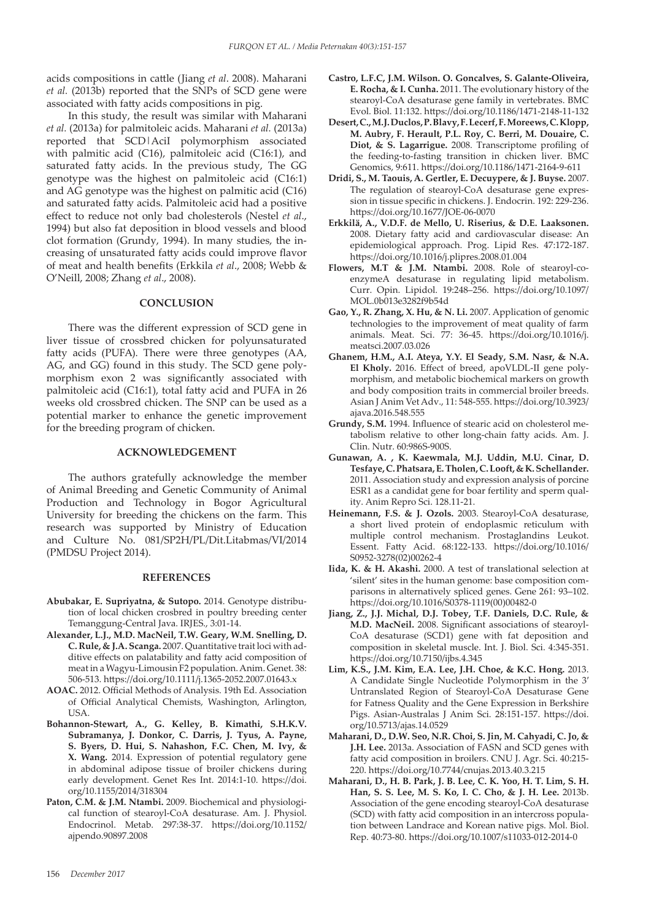acids compositions in cattle (Jiang *et al*. 2008). Maharani *et al*. (2013b) reported that the SNPs of SCD gene were associated with fatty acids compositions in pig.

In this study, the result was similar with Maharani *et al*. (2013a) for palmitoleic acids. Maharani *et al*. (2013a) reported that SCD|AciI polymorphism associated with palmitic acid (C16), palmitoleic acid (C16:1), and saturated fatty acids. In the previous study, The GG genotype was the highest on palmitoleic acid (C16:1) and AG genotype was the highest on palmitic acid (C16) and saturated fatty acids. Palmitoleic acid had a positive effect to reduce not only bad cholesterols (Nestel *et al*., 1994) but also fat deposition in blood vessels and blood clot formation (Grundy, 1994). In many studies, the increasing of unsaturated fatty acids could improve flavor of meat and health benefits (Erkkila *et al*., 2008; Webb & O'Neill, 2008; Zhang *et al*., 2008).

## CONCLUSION

There was the different expression of SCD gene in liver tissue of crossbred chicken for polyunsaturated fatty acids (PUFA). There were three genotypes (AA, AG, and GG) found in this study. The SCD gene polymorphism exon 2 was significantly associated with palmitoleic acid (C16:1), total fatty acid and PUFA in 26 weeks old crossbred chicken. The SNP can be used as a potential marker to enhance the genetic improvement for the breeding program of chicken.

## ACKNOWLEDGEMENT

The authors gratefully acknowledge the member of Animal Breeding and Genetic Community of Animal Production and Technology in Bogor Agricultural University for breeding the chickens on the farm. This research was supported by Ministry of Education and Culture No. 081/SP2H/PL/Dit.Litabmas/VI/2014 (PMDSU Project 2014).

## REFERENCES

**Abubakar, E. Supriyatna, & Sutopo.** 2014. Genotype distribution of local chicken crosbred in poultry breeding center Temanggung-Central Java. IRJES., 3:01-14.

**Alexander, L.J., M.D. MacNeil, T.W. Geary, W.M. Snelling, D. C. Rule, & J.A. Scanga.** 2007. Quantitative trait loci with additive effects on palatability and fatty acid composition of meat in a Wagyu-Limousin F2 population. Anim. Genet. 38: 506-513. https://doi.org/10.1111/j.1365-2052.2007.01643.x

**AOAC.** 2012. Official Methods of Analysis. 19th Ed. Association of Official Analytical Chemists, Washington, Arlington, USA.

**Bohannon-Stewart, A., G. Kelley, B. Kimathi, S.H.K.V. Subramanya, J. Donkor, C. Darris, J. Tyus, A. Payne, S. Byers, D. Hui, S. Nahashon, F.C. Chen, M. Ivy, & X. Wang.** 2014. Expression of potential regulatory gene in abdominal adipose tissue of broiler chickens during early development. Genet Res Int. 2014:1-10. https://doi.org/10.1155/2014/318304

**Paton, C.M. & J.M. Ntambi.** 2009. Biochemical and physiological function of stearoyl-CoA desaturase. Am. J. Physiol. Endocrinol. Metab. 297:38-37. https://doi.org/10.1152/ajpendo.90897.2008

**Castro, L.F.C, J.M. Wilson. O. Goncalves, S. Galante-Oliveira, E. Rocha, & I. Cunha.** 2011. The evolutionary history of the stearoyl-CoA desaturase gene family in vertebrates. BMC Evol. Biol. 11:132. https://doi.org/10.1186/1471-2148-11-132

**Desert, C., M.J. Duclos, P. Blavy, F. Lecerf, F. Moreews, C. Klopp, M. Aubry, F. Herault, P.L. Roy, C. Berri, M. Douaire, C. Diot, & S. Lagarrigue.** 2008. Transcriptome profiling of the feeding-to-fasting transition in chicken liver. BMC Genomics, 9:611. https://doi.org/10.1186/1471-2164-9-611

**Dridi, S., M. Taouis, A. Gertler, E. Decuypere, & J. Buyse.** 2007. The regulation of stearoyl-CoA desaturase gene expression in tissue specific in chickens. J. Endocrin. 192: 229-236. https://doi.org/10.1677/JOE-06-0070

**Erkkilä, A., V.D.F. de Mello, U. Riserius, & D.E. Laaksonen.** 2008. Dietary fatty acid and cardiovascular disease: An epidemiological approach. Prog. Lipid Res. 47:172-187. https://doi.org/10.1016/j.plipres.2008.01.004

**Flowers, M.T & J.M. Ntambi.** 2008. Role of stearoyl-coenzymeA desaturase in regulating lipid metabolism. Curr. Opin. Lipidol. 19:248–256. https://doi.org/10.1097/MOL.0b013e3282f9b54d

**Gao, Y., R. Zhang, X. Hu, & N. Li.** 2007. Application of genomic technologies to the improvement of meat quality of farm animals. Meat. Sci. 77: 36-45. https://doi.org/10.1016/j.meatsci.2007.03.026

**Ghanem, H.M., A.I. Ateya, Y.Y. El Seady, S.M. Nasr, & N.A. El Kholy.** 2016. Effect of breed, apoVLDL-II gene polymorphism, and metabolic biochemical markers on growth and body composition traits in commercial broiler breeds. Asian J Anim Vet Adv., 11: 548-555. https://doi.org/10.3923/ajava.2016.548.555

**Grundy, S.M.** 1994. Influence of stearic acid on cholesterol metabolism relative to other long-chain fatty acids. Am. J. Clin. Nutr. 60:986S-900S.

**Gunawan, A. , K. Kaewmala, M.J. Uddin, M.U. Cinar, D. Tesfaye, C. Phatsara, E. Tholen, C. Looft, & K. Schellander.** 2011. Association study and expression analysis of porcine ESR1 as a candidat gene for boar fertility and sperm quality. Anim Repro Sci. 128.11-21.

**Heinemann, F.S. & J. Ozols.** 2003. Stearoyl-CoA desaturase, a short lived protein of endoplasmic reticulum with multiple control mechanism. Prostaglandins Leukot. Essent. Fatty Acid. 68:122-133. https://doi.org/10.1016/S0952-3278(02)00262-4

**Iida, K. & H. Akashi.** 2000. A test of translational selection at 'silent' sites in the human genome: base composition comparisons in alternatively spliced genes. Gene 261: 93–102. https://doi.org/10.1016/S0378-1119(00)00482-0

**Jiang, Z., J.J. Michal, D.J. Tobey, T.F. Daniels, D.C. Rule, & M.D. MacNeil.** 2008. Significant associations of stearoyl-CoA desaturase (SCD1) gene with fat deposition and composition in skeletal muscle. Int. J. Biol. Sci. 4:345-351. https://doi.org/10.7150/ijbs.4.345

**Lim, K.S., J.M. Kim, E.A. Lee, J.H. Choe, & K.C. Hong.** 2013. A Candidate Single Nucleotide Polymorphism in the 3' Untranslated Region of Stearoyl-CoA Desaturase Gene for Fatness Quality and the Gene Expression in Berkshire Pigs. Asian-Australas J Anim Sci. 28:151-157. https://doi.org/10.5713/ajas.14.0529

**Maharani, D., D.W. Seo, N.R. Choi, S. Jin, M. Cahyadi, C. Jo, & J.H. Lee.** 2013a. Association of FASN and SCD genes with fatty acid composition in broilers. CNU J. Agr. Sci. 40:215-220. https://doi.org/10.7744/cnujas.2013.40.3.215

**Maharani, D., H. B. Park, J. B. Lee, C. K. Yoo, H. T. Lim, S. H. Han, S. S. Lee, M. S. Ko, I. C. Cho, & J. H. Lee.** 2013b. Association of the gene encoding stearoyl-CoA desaturase (SCD) with fatty acid composition in an intercross population between Landrace and Korean native pigs. Mol. Biol. Rep. 40:73-80. https://doi.org/10.1007/s11033-012-2014-0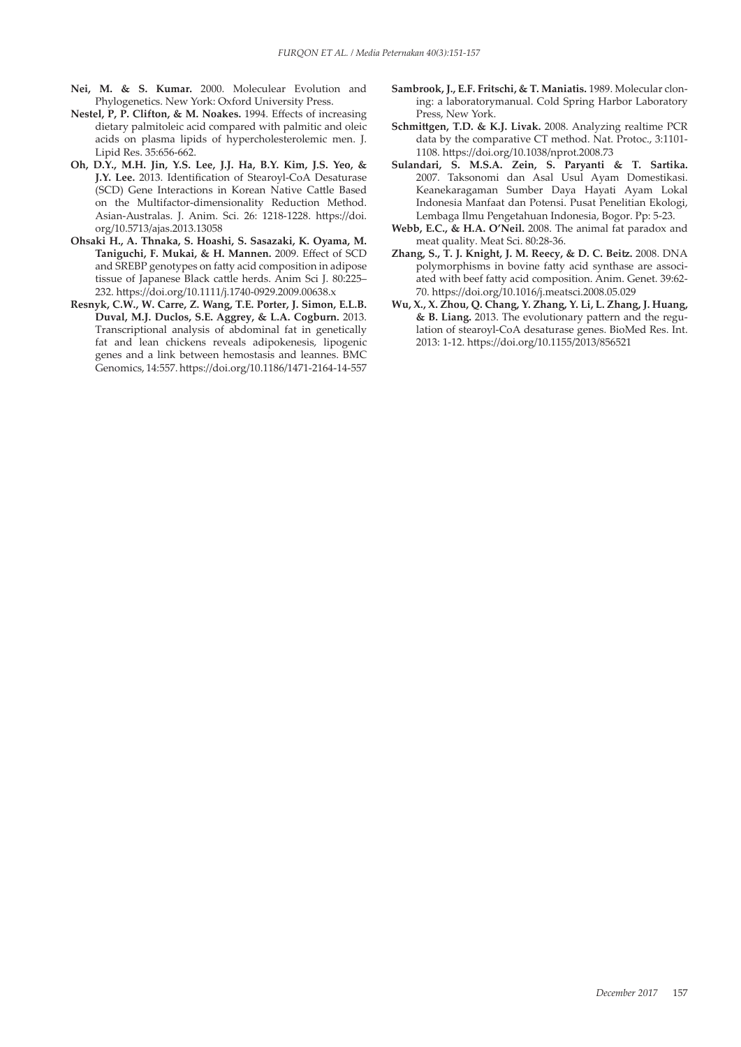**Nei, M. & S. Kumar.** 2000. Moleculear Evolution and Phylogenetics. New York: Oxford University Press.

**Nestel, P, P. Clifton, & M. Noakes.** 1994. Effects of increasing dietary palmitoleic acid compared with palmitic and oleic acids on plasma lipids of hypercholesterolemic men. J. Lipid Res. 35:656-662.

**Oh, D.Y., M.H. Jin, Y.S. Lee, J.J. Ha, B.Y. Kim, J.S. Yeo, & J.Y. Lee.** 2013. Identification of Stearoyl-CoA Desaturase (SCD) Gene Interactions in Korean Native Cattle Based on the Multifactor-dimensionality Reduction Method. Asian-Australas. J. Anim. Sci. 26: 1218-1228. https://doi.org/10.5713/ajas.2013.13058

**Ohsaki H., A. Thnaka, S. Hoashi, S. Sasazaki, K. Oyama, M. Taniguchi, F. Mukai, & H. Mannen.** 2009. Effect of SCD and SREBP genotypes on fatty acid composition in adipose tissue of Japanese Black cattle herds. Anim Sci J. 80:225–232. https://doi.org/10.1111/j.1740-0929.2009.00638.x

**Resnyk, C.W., W. Carre, Z. Wang, T.E. Porter, J. Simon, E.L.B. Duval, M.J. Duclos, S.E. Aggrey, & L.A. Cogburn.** 2013. Transcriptional analysis of abdominal fat in genetically fat and lean chickens reveals adipokenesis, lipogenic genes and a link between hemostasis and leannes. BMC Genomics, 14:557. https://doi.org/10.1186/1471-2164-14-557

**Sambrook, J., E.F. Fritschi, & T. Maniatis.** 1989. Molecular cloning: a laboratorymanual. Cold Spring Harbor Laboratory Press, New York.

**Schmittgen, T.D. & K.J. Livak.** 2008. Analyzing realtime PCR data by the comparative CT method. Nat. Protoc., 3:1101-1108. https://doi.org/10.1038/nprot.2008.73

**Sulandari, S. M.S.A. Zein, S. Paryanti & T. Sartika.** 2007. Taksonomi dan Asal Usul Ayam Domestikasi. Keanekaragaman Sumber Daya Hayati Ayam Lokal Indonesia Manfaat dan Potensi. Pusat Penelitian Ekologi, Lembaga Ilmu Pengetahuan Indonesia, Bogor. Pp: 5-23.

**Webb, E.C., & H.A. O'Neil.** 2008. The animal fat paradox and meat quality. Meat Sci. 80:28-36.

**Zhang, S., T. J. Knight, J. M. Reecy, & D. C. Beitz.** 2008. DNA polymorphisms in bovine fatty acid synthase are associated with beef fatty acid composition. Anim. Genet. 39:62-70. https://doi.org/10.1016/j.meatsci.2008.05.029

**Wu, X., X. Zhou, Q. Chang, Y. Zhang, Y. Li, L. Zhang, J. Huang, & B. Liang.** 2013. The evolutionary pattern and the regulation of stearoyl-CoA desaturase genes. BioMed Res. Int. 2013: 1-12. https://doi.org/10.1155/2013/856521